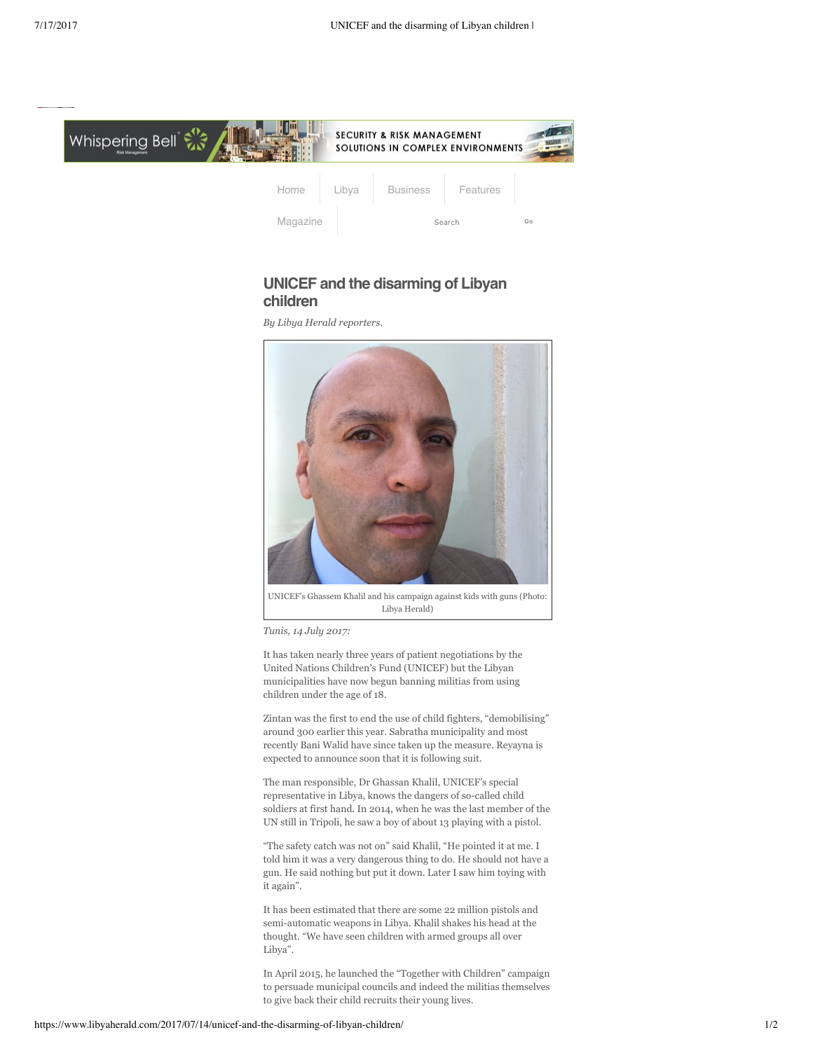# UNICEF and the disarming of Libyan children

*By Libya Herald reporters.*

UNICEF's Ghassem Khalil and his campaign against kids with guns (Photo: Libya Herald)

*Tunis, 14 July 2017:*

It has taken nearly three years of patient negotiations by the United Nations Children's Fund (UNICEF) but the Libyan municipalities have now begun banning militias from using children under the age of 18.

Zintan was the first to end the use of child fighters, "demobilising" around 300 earlier this year. Sabratha municipality and most recently Bani Walid have since taken up the measure. Reyayna is expected to announce soon that it is following suit.

The man responsible, Dr Ghassan Khalil, UNICEF's special representative in Libya, knows the dangers of so-called child soldiers at first hand. In 2014, when he was the last member of the UN still in Tripoli, he saw a boy of about 13 playing with a pistol.

"The safety catch was not on" said Khalil, "He pointed it at me. I told him it was a very dangerous thing to do. He should not have a gun. He said nothing but put it down. Later I saw him toying with it again".

It has been estimated that there are some 22 million pistols and semi-automatic weapons in Libya. Khalil shakes his head at the thought. "We have seen children with armed groups all over Libya".

In April 2015, he launched the "Together with Children" campaign to persuade municipal councils and indeed the militias themselves to give back their child recruits their young lives.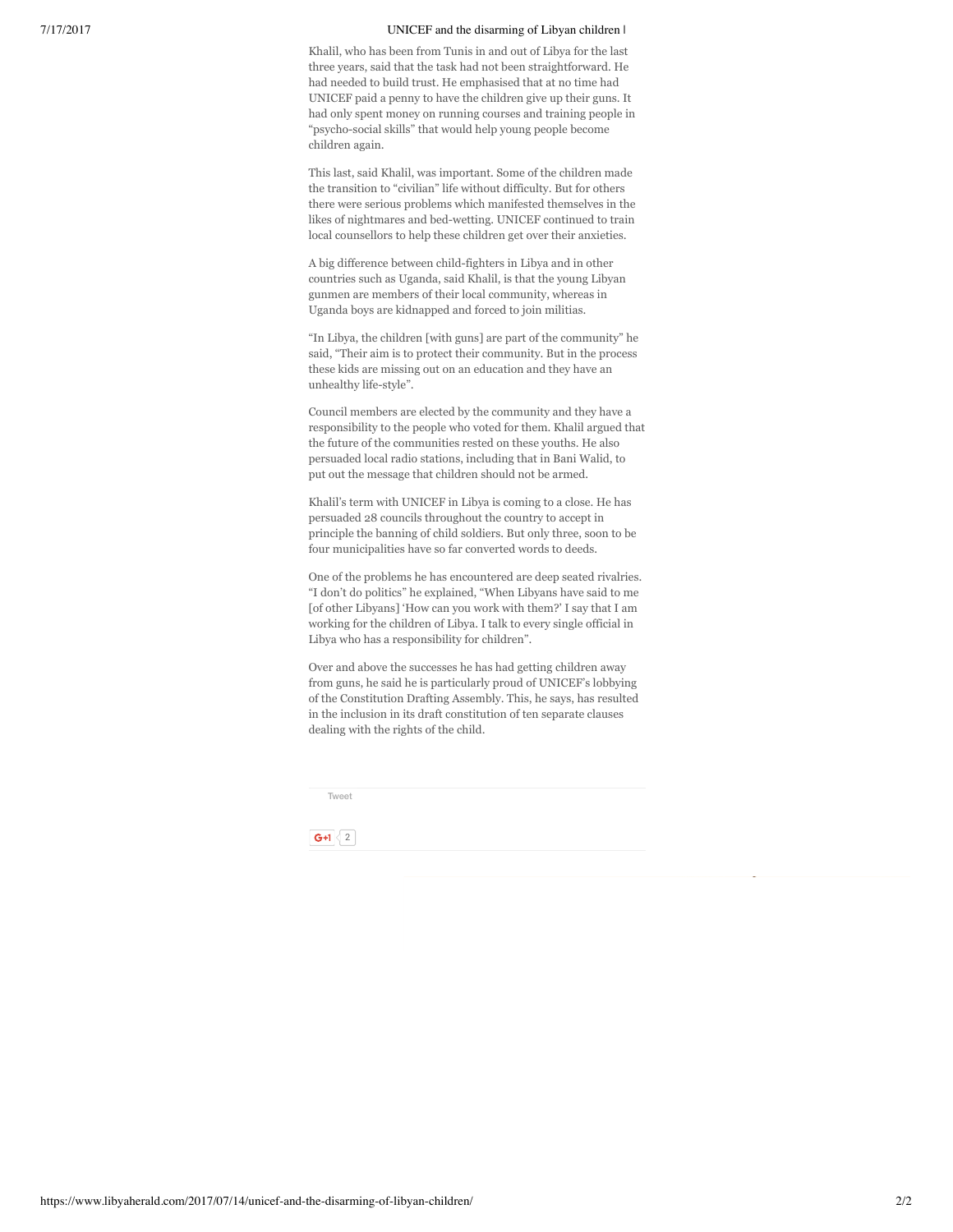Khalil, who has been from Tunis in and out of Libya for the last three years, said that the task had not been straightforward. He had needed to build trust. He emphasised that at no time had UNICEF paid a penny to have the children give up their guns. It had only spent money on running courses and training people in "psycho-social skills" that would help young people become children again.

This last, said Khalil, was important. Some of the children made the transition to "civilian" life without difficulty. But for others there were serious problems which manifested themselves in the likes of nightmares and bed-wetting. UNICEF continued to train local counsellors to help these children get over their anxieties.

A big difference between child-fighters in Libya and in other countries such as Uganda, said Khalil, is that the young Libyan gunmen are members of their local community, whereas in Uganda boys are kidnapped and forced to join militias.

"In Libya, the children [with guns] are part of the community" he said, "Their aim is to protect their community. But in the process these kids are missing out on an education and they have an unhealthy life-style".

Council members are elected by the community and they have a responsibility to the people who voted for them. Khalil argued that the future of the communities rested on these youths. He also persuaded local radio stations, including that in Bani Walid, to put out the message that children should not be armed.

Khalil's term with UNICEF in Libya is coming to a close. He has persuaded 28 councils throughout the country to accept in principle the banning of child soldiers. But only three, soon to be four municipalities have so far converted words to deeds.

One of the problems he has encountered are deep seated rivalries. "I don't do politics" he explained, "When Libyans have said to me [of other Libyans] 'How can you work with them?' I say that I am working for the children of Libya. I talk to every single official in Libya who has a responsibility for children".

Over and above the successes he has had getting children away from guns, he said he is particularly proud of UNICEF's lobbying of the Constitution Drafting Assembly. This, he says, has resulted in the inclusion in its draft constitution of ten separate clauses dealing with the rights of the child.

Tweet

G+1 2